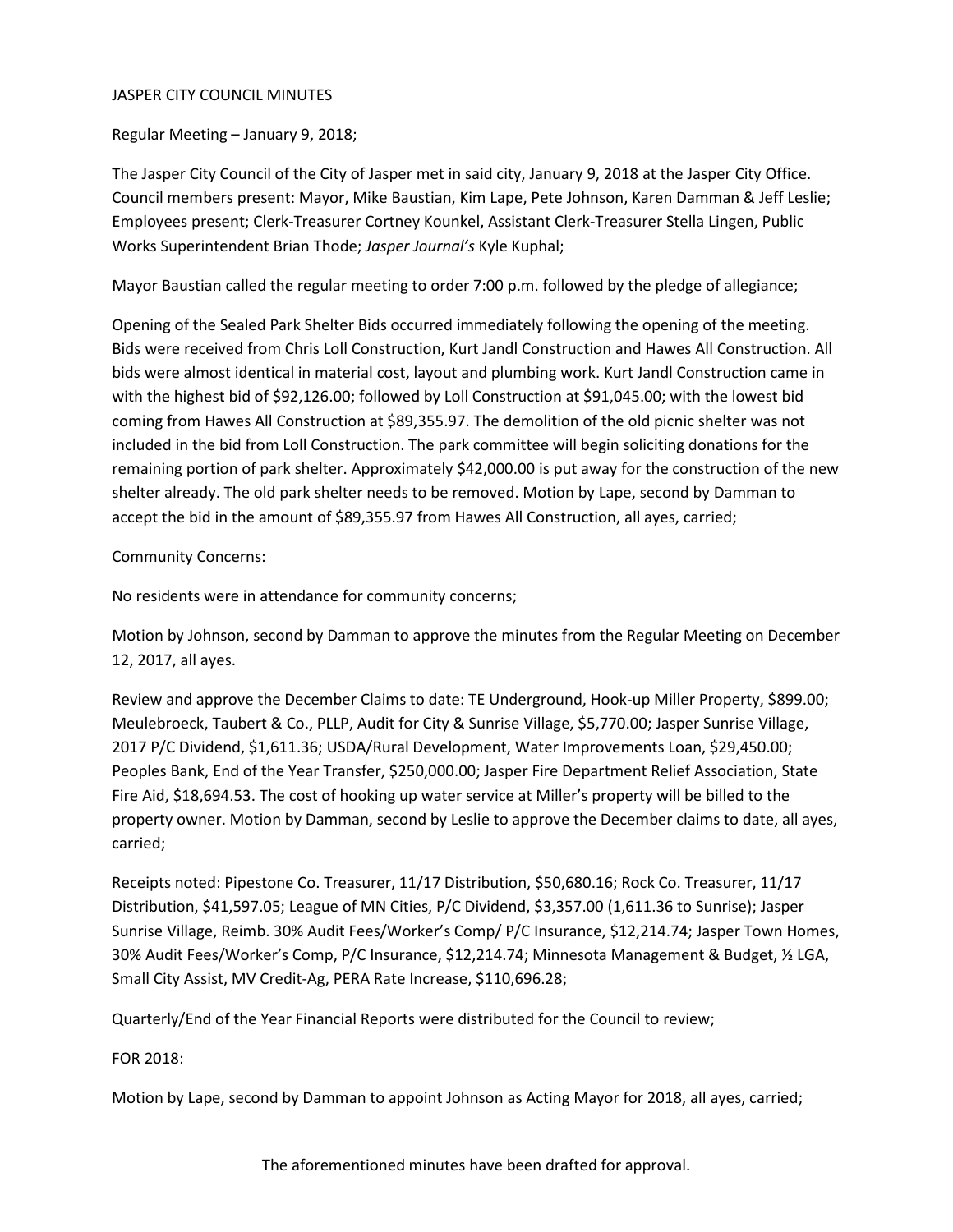JASPER CITY COUNCIL MINUTES

Regular Meeting – January 9, 2018;

The Jasper City Council of the City of Jasper met in said city, January 9, 2018 at the Jasper City Office. Council members present: Mayor, Mike Baustian, Kim Lape, Pete Johnson, Karen Damman & Jeff Leslie; Employees present; Clerk-Treasurer Cortney Kounkel, Assistant Clerk-Treasurer Stella Lingen, Public Works Superintendent Brian Thode; *Jasper Journal's* Kyle Kuphal;

Mayor Baustian called the regular meeting to order 7:00 p.m. followed by the pledge of allegiance;

Opening of the Sealed Park Shelter Bids occurred immediately following the opening of the meeting. Bids were received from Chris Loll Construction, Kurt Jandl Construction and Hawes All Construction. All bids were almost identical in material cost, layout and plumbing work. Kurt Jandl Construction came in with the highest bid of $92,126.00; followed by Loll Construction at $91,045.00; with the lowest bid coming from Hawes All Construction at $89,355.97. The demolition of the old picnic shelter was not included in the bid from Loll Construction. The park committee will begin soliciting donations for the remaining portion of park shelter. Approximately $42,000.00 is put away for the construction of the new shelter already. The old park shelter needs to be removed. Motion by Lape, second by Damman to accept the bid in the amount of $89,355.97 from Hawes All Construction, all ayes, carried;

Community Concerns:

No residents were in attendance for community concerns;

Motion by Johnson, second by Damman to approve the minutes from the Regular Meeting on December 12, 2017, all ayes.

Review and approve the December Claims to date: TE Underground, Hook-up Miller Property, $899.00; Meulebroeck, Taubert & Co., PLLP, Audit for City & Sunrise Village, $5,770.00; Jasper Sunrise Village, 2017 P/C Dividend, $1,611.36; USDA/Rural Development, Water Improvements Loan, $29,450.00; Peoples Bank, End of the Year Transfer, $250,000.00; Jasper Fire Department Relief Association, State Fire Aid, $18,694.53. The cost of hooking up water service at Miller's property will be billed to the property owner. Motion by Damman, second by Leslie to approve the December claims to date, all ayes, carried;

Receipts noted: Pipestone Co. Treasurer, 11/17 Distribution, $50,680.16; Rock Co. Treasurer, 11/17 Distribution, $41,597.05; League of MN Cities, P/C Dividend, $3,357.00 (1,611.36 to Sunrise); Jasper Sunrise Village, Reimb. 30% Audit Fees/Worker's Comp/ P/C Insurance, $12,214.74; Jasper Town Homes, 30% Audit Fees/Worker's Comp, P/C Insurance, $12,214.74; Minnesota Management & Budget, ½ LGA, Small City Assist, MV Credit-Ag, PERA Rate Increase, $110,696.28;

Quarterly/End of the Year Financial Reports were distributed for the Council to review;

FOR 2018:

Motion by Lape, second by Damman to appoint Johnson as Acting Mayor for 2018, all ayes, carried;

The aforementioned minutes have been drafted for approval.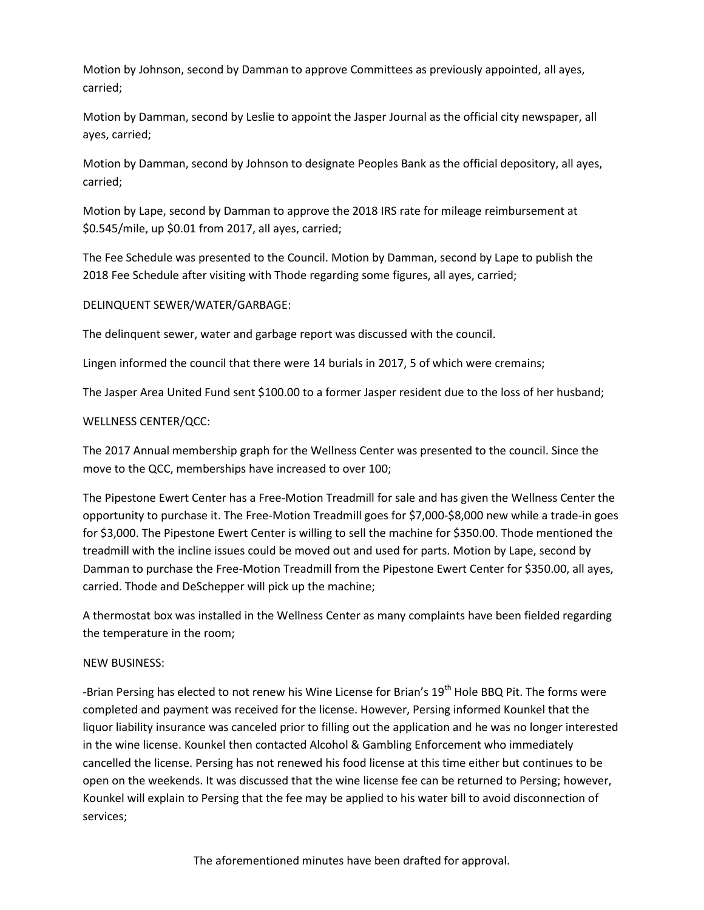Motion by Johnson, second by Damman to approve Committees as previously appointed, all ayes, carried;

Motion by Damman, second by Leslie to appoint the Jasper Journal as the official city newspaper, all ayes, carried;

Motion by Damman, second by Johnson to designate Peoples Bank as the official depository, all ayes, carried;

Motion by Lape, second by Damman to approve the 2018 IRS rate for mileage reimbursement at $0.545/mile, up $0.01 from 2017, all ayes, carried;

The Fee Schedule was presented to the Council. Motion by Damman, second by Lape to publish the 2018 Fee Schedule after visiting with Thode regarding some figures, all ayes, carried;

DELINQUENT SEWER/WATER/GARBAGE:

The delinquent sewer, water and garbage report was discussed with the council.

Lingen informed the council that there were 14 burials in 2017, 5 of which were cremains;

The Jasper Area United Fund sent $100.00 to a former Jasper resident due to the loss of her husband;

WELLNESS CENTER/QCC:

The 2017 Annual membership graph for the Wellness Center was presented to the council. Since the move to the QCC, memberships have increased to over 100;

The Pipestone Ewert Center has a Free-Motion Treadmill for sale and has given the Wellness Center the opportunity to purchase it. The Free-Motion Treadmill goes for $7,000-$8,000 new while a trade-in goes for $3,000. The Pipestone Ewert Center is willing to sell the machine for $350.00. Thode mentioned the treadmill with the incline issues could be moved out and used for parts. Motion by Lape, second by Damman to purchase the Free-Motion Treadmill from the Pipestone Ewert Center for $350.00, all ayes, carried. Thode and DeSchepper will pick up the machine;

A thermostat box was installed in the Wellness Center as many complaints have been fielded regarding the temperature in the room;

NEW BUSINESS:

-Brian Persing has elected to not renew his Wine License for Brian's 19th Hole BBQ Pit. The forms were completed and payment was received for the license. However, Persing informed Kounkel that the liquor liability insurance was canceled prior to filling out the application and he was no longer interested in the wine license. Kounkel then contacted Alcohol & Gambling Enforcement who immediately cancelled the license. Persing has not renewed his food license at this time either but continues to be open on the weekends. It was discussed that the wine license fee can be returned to Persing; however, Kounkel will explain to Persing that the fee may be applied to his water bill to avoid disconnection of services;

The aforementioned minutes have been drafted for approval.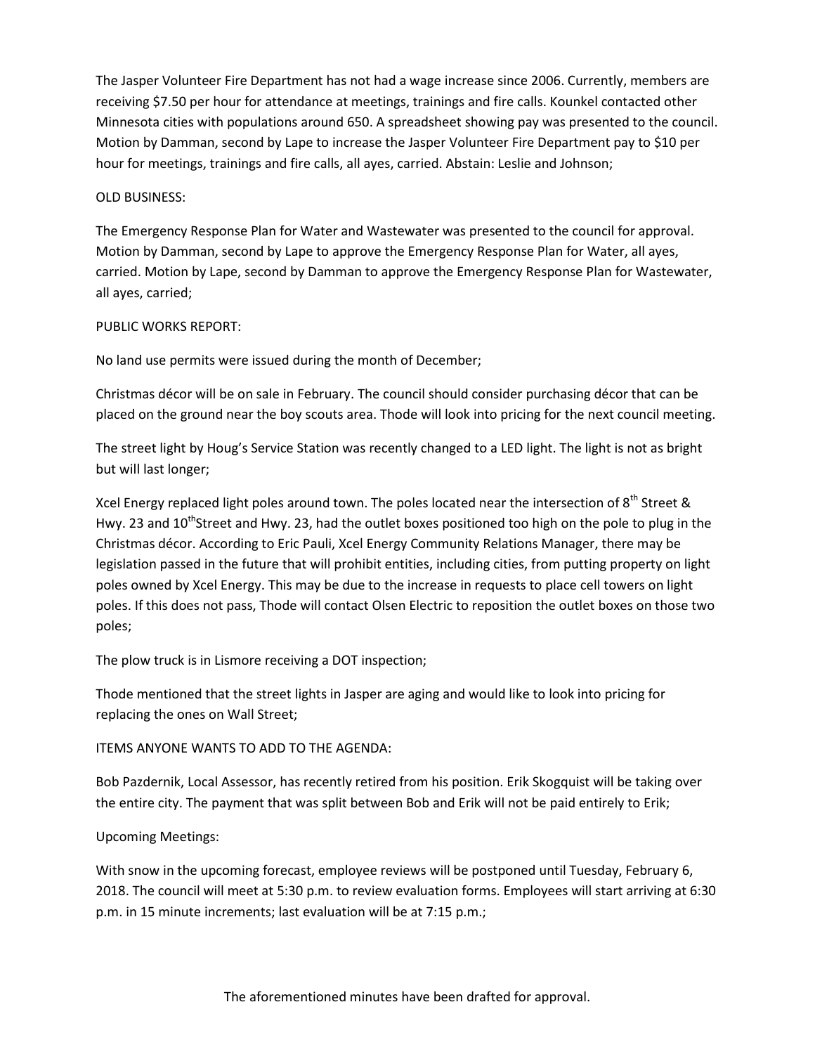The Jasper Volunteer Fire Department has not had a wage increase since 2006. Currently, members are receiving $7.50 per hour for attendance at meetings, trainings and fire calls. Kounkel contacted other Minnesota cities with populations around 650. A spreadsheet showing pay was presented to the council. Motion by Damman, second by Lape to increase the Jasper Volunteer Fire Department pay to $10 per hour for meetings, trainings and fire calls, all ayes, carried. Abstain: Leslie and Johnson;

OLD BUSINESS:

The Emergency Response Plan for Water and Wastewater was presented to the council for approval. Motion by Damman, second by Lape to approve the Emergency Response Plan for Water, all ayes, carried. Motion by Lape, second by Damman to approve the Emergency Response Plan for Wastewater, all ayes, carried;

PUBLIC WORKS REPORT:

No land use permits were issued during the month of December;

Christmas décor will be on sale in February. The council should consider purchasing décor that can be placed on the ground near the boy scouts area. Thode will look into pricing for the next council meeting.

The street light by Houg's Service Station was recently changed to a LED light. The light is not as bright but will last longer;

Xcel Energy replaced light poles around town. The poles located near the intersection of 8th Street & Hwy. 23 and 10th Street and Hwy. 23, had the outlet boxes positioned too high on the pole to plug in the Christmas décor. According to Eric Pauli, Xcel Energy Community Relations Manager, there may be legislation passed in the future that will prohibit entities, including cities, from putting property on light poles owned by Xcel Energy. This may be due to the increase in requests to place cell towers on light poles. If this does not pass, Thode will contact Olsen Electric to reposition the outlet boxes on those two poles;

The plow truck is in Lismore receiving a DOT inspection;

Thode mentioned that the street lights in Jasper are aging and would like to look into pricing for replacing the ones on Wall Street;

ITEMS ANYONE WANTS TO ADD TO THE AGENDA:

Bob Pazdernik, Local Assessor, has recently retired from his position. Erik Skogquist will be taking over the entire city. The payment that was split between Bob and Erik will not be paid entirely to Erik;

Upcoming Meetings:

With snow in the upcoming forecast, employee reviews will be postponed until Tuesday, February 6, 2018. The council will meet at 5:30 p.m. to review evaluation forms. Employees will start arriving at 6:30 p.m. in 15 minute increments; last evaluation will be at 7:15 p.m.;

The aforementioned minutes have been drafted for approval.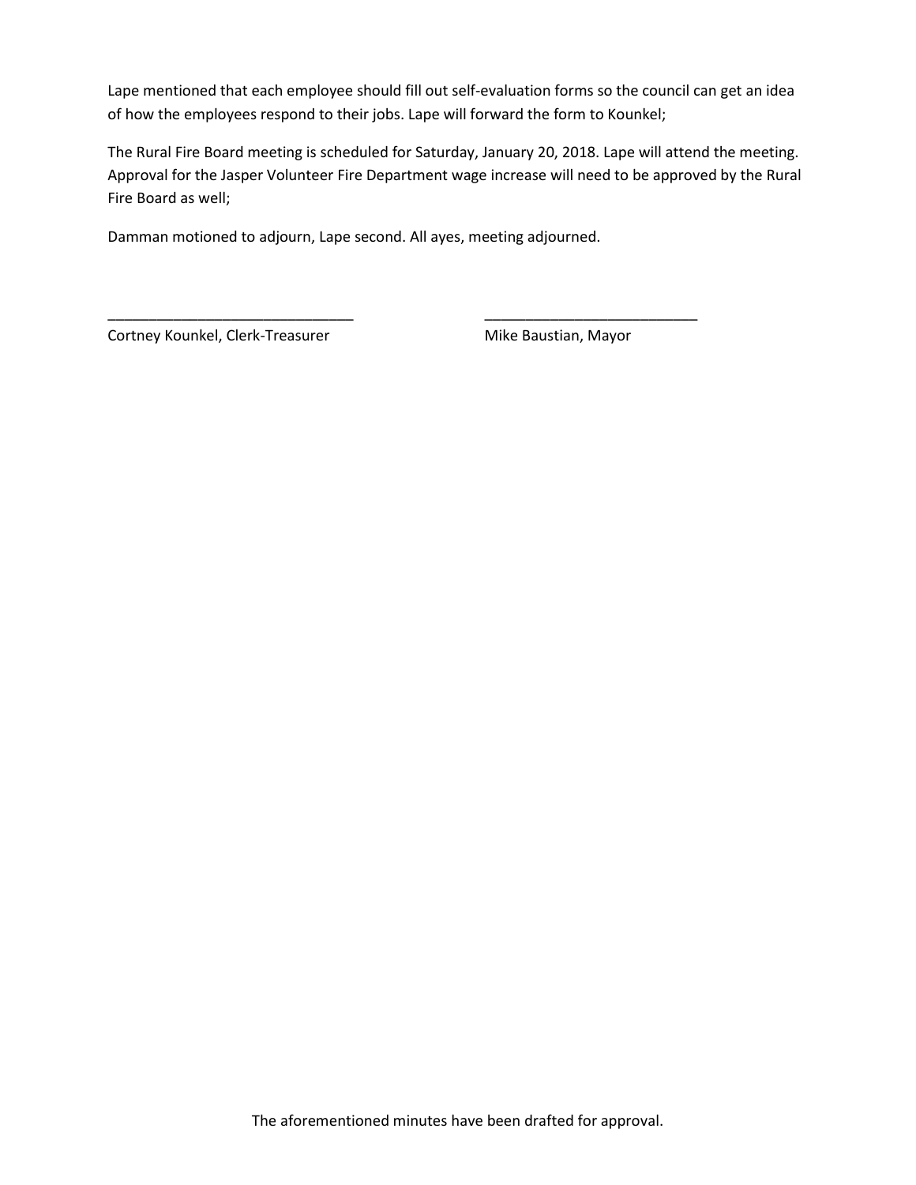Lape mentioned that each employee should fill out self-evaluation forms so the council can get an idea of how the employees respond to their jobs. Lape will forward the form to Kounkel;

The Rural Fire Board meeting is scheduled for Saturday, January 20, 2018. Lape will attend the meeting. Approval for the Jasper Volunteer Fire Department wage increase will need to be approved by the Rural Fire Board as well;

Damman motioned to adjourn, Lape second. All ayes, meeting adjourned.

_______________________________ ___________________________

Cortney Kounkel, Clerk-Treasurer Mike Baustian, Mayor

The aforementioned minutes have been drafted for approval.